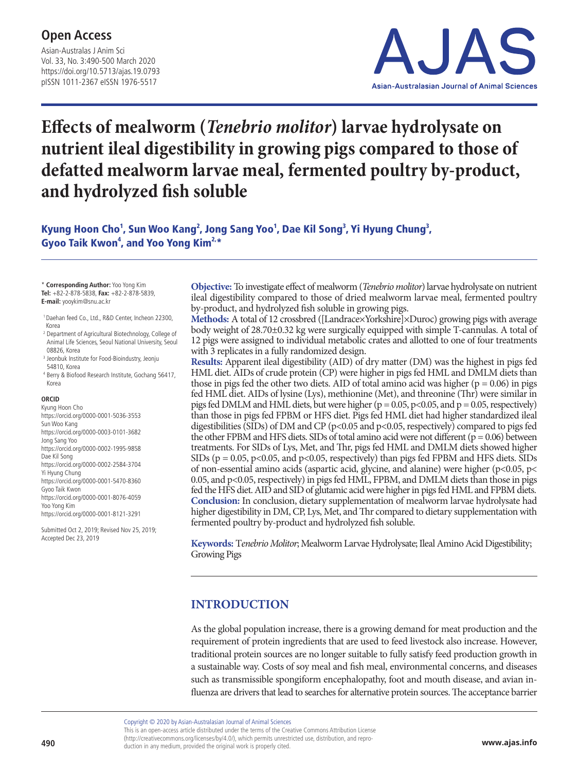# Effects of mealworm (*Tenebrio molitor*) larvae hydrolysate on nutrient ileal digestibility in growing pigs compared to those of defatted mealworm larvae meal, fermented poultry by-product, and hydrolyzed fish soluble

**Kyung Hoon Cho[1], Sun Woo Kang[2], Jong Sang Yoo[1], Dae Kil Song[3], Yi Hyung Chung[3], Gyoo Taik Kwon[4], and Yoo Yong Kim[2,*]**

\* **Corresponding Author:** Yoo Yong Kim
**Tel:** +82-2-878-5838, **Fax:** +82-2-878-5839,
**E-mail:** yooykim@snu.ac.kr

[1] Daehan feed Co., Ltd., R&D Center, Incheon 22300, Korea
[2] Department of Agricultural Biotechnology, College of Animal Life Sciences, Seoul National University, Seoul 08826, Korea
[3] Jeonbuk Institute for Food-Bioindustry, Jeonju 54810, Korea
[4] Berry & Biofood Research Institute, Gochang 56417, Korea

**ORCID**
Kyung Hoon Cho
https://orcid.org/0000-0001-5036-3553
Sun Woo Kang
https://orcid.org/0000-0003-0101-3682
Jong Sang Yoo
https://orcid.org/0000-0002-1995-9858
Dae Kil Song
https://orcid.org/0000-0002-2584-3704
Yi Hyung Chung
https://orcid.org/0000-0001-5470-8360
Gyoo Taik Kwon
https://orcid.org/0000-0001-8076-4059
Yoo Yong Kim
https://orcid.org/0000-0001-8121-3291

Submitted Oct 2, 2019; Revised Nov 25, 2019; Accepted Dec 23, 2019

**Objective:** To investigate effect of mealworm (*Tenebrio molitor*) larvae hydrolysate on nutrient ileal digestibility compared to those of dried mealworm larvae meal, fermented poultry by-product, and hydrolyzed fish soluble in growing pigs.
**Methods:** A total of 12 crossbred ([Landrace×Yorkshire]×Duroc) growing pigs with average body weight of 28.70±0.32 kg were surgically equipped with simple T-cannulas. A total of 12 pigs were assigned to individual metabolic crates and allotted to one of four treatments with 3 replicates in a fully randomized design.
**Results:** Apparent ileal digestibility (AID) of dry matter (DM) was the highest in pigs fed HML diet. AIDs of crude protein (CP) were higher in pigs fed HML and DMLM diets than those in pigs fed the other two diets. AID of total amino acid was higher ($p = 0.06$) in pigs fed HML diet. AIDs of lysine (Lys), methionine (Met), and threonine (Thr) were similar in pigs fed DMLM and HML diets, but were higher ($p = 0.05$, $p<0.05$, and $p = 0.05$, respectively) than those in pigs fed FPBM or HFS diet. Pigs fed HML diet had higher standardized ileal digestibilities (SIDs) of DM and CP ($p<0.05$ and $p<0.05$, respectively) compared to pigs fed the other FPBM and HFS diets. SIDs of total amino acid were not different ($p = 0.06$) between treatments. For SIDs of Lys, Met, and Thr, pigs fed HML and DMLM diets showed higher SIDs ($p = 0.05$, $p<0.05$, and $p<0.05$, respectively) than pigs fed FPBM and HFS diets. SIDs of non-essential amino acids (aspartic acid, glycine, and alanine) were higher ($p<0.05$, $p<0.05$, and $p<0.05$, respectively) in pigs fed HML, FPBM, and DMLM diets than those in pigs fed the HFS diet. AID and SID of glutamic acid were higher in pigs fed HML and FPBM diets.
**Conclusion:** In conclusion, dietary supplementation of mealworm larvae hydrolysate had higher digestibility in DM, CP, Lys, Met, and Thr compared to dietary supplementation with fermented poultry by-product and hydrolyzed fish soluble.

**Keywords:** T*enebrio Molitor*; Mealworm Larvae Hydrolysate; Ileal Amino Acid Digestibility; Growing Pigs

## INTRODUCTION

As the global population increase, there is a growing demand for meat production and the requirement of protein ingredients that are used to feed livestock also increase. However, traditional protein sources are no longer suitable to fully satisfy feed production growth in a sustainable way. Costs of soy meal and fish meal, environmental concerns, and diseases such as transmissible spongiform encephalopathy, foot and mouth disease, and avian influenza are drivers that lead to searches for alternative protein sources. The acceptance barrier

Copyright © 2020 by Asian-Australasian Journal of Animal Sciences
This is an open-access article distributed under the terms of the Creative Commons Attribution License (http://creativecommons.org/licenses/by/4.0/), which permits unrestricted use, distribution, and reproduction in any medium, provided the original work is properly cited.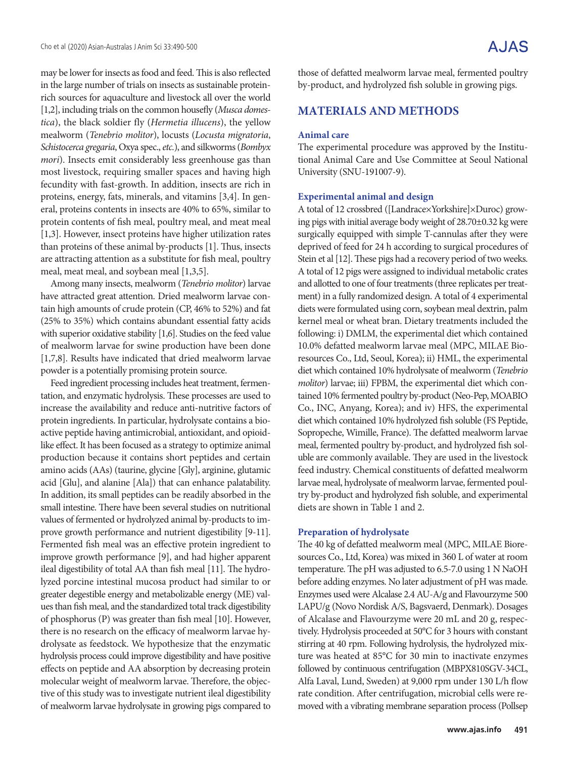may be lower for insects as food and feed. This is also reflected in the large number of trials on insects as sustainable protein-rich sources for aquaculture and livestock all over the world [1,2], including trials on the common housefly (*Musca domestica*), the black soldier fly (*Hermetia illucens*), the yellow mealworm (*Tenebrio molitor*), locusts (*Locusta migratoria*, *Schistocerca gregaria*, Oxya spec., *etc.*), and silkworms (*Bombyx mori*). Insects emit considerably less greenhouse gas than most livestock, requiring smaller spaces and having high fecundity with fast-growth. In addition, insects are rich in proteins, energy, fats, minerals, and vitamins [3,4]. In general, proteins contents in insects are 40% to 65%, similar to protein contents of fish meal, poultry meal, and meat meal [1,3]. However, insect proteins have higher utilization rates than proteins of these animal by-products [1]. Thus, insects are attracting attention as a substitute for fish meal, poultry meal, meat meal, and soybean meal [1,3,5].

Among many insects, mealworm (*Tenebrio molitor*) larvae have attracted great attention. Dried mealworm larvae contain high amounts of crude protein (CP, 46% to 52%) and fat (25% to 35%) which contains abundant essential fatty acids with superior oxidative stability [1,6]. Studies on the feed value of mealworm larvae for swine production have been done [1,7,8]. Results have indicated that dried mealworm larvae powder is a potentially promising protein source.

Feed ingredient processing includes heat treatment, fermentation, and enzymatic hydrolysis. These processes are used to increase the availability and reduce anti-nutritive factors of protein ingredients. In particular, hydrolysate contains a bioactive peptide having antimicrobial, antioxidant, and opioid-like effect. It has been focused as a strategy to optimize animal production because it contains short peptides and certain amino acids (AAs) (taurine, glycine [Gly], arginine, glutamic acid [Glu], and alanine [Ala]) that can enhance palatability. In addition, its small peptides can be readily absorbed in the small intestine. There have been several studies on nutritional values of fermented or hydrolyzed animal by-products to improve growth performance and nutrient digestibility [9-11]. Fermented fish meal was an effective protein ingredient to improve growth performance [9], and had higher apparent ileal digestibility of total AA than fish meal [11]. The hydrolyzed porcine intestinal mucosa product had similar to or greater digestible energy and metabolizable energy (ME) values than fish meal, and the standardized total track digestibility of phosphorus (P) was greater than fish meal [10]. However, there is no research on the efficacy of mealworm larvae hydrolysate as feedstock. We hypothesize that the enzymatic hydrolysis process could improve digestibility and have positive effects on peptide and AA absorption by decreasing protein molecular weight of mealworm larvae. Therefore, the objective of this study was to investigate nutrient ileal digestibility of mealworm larvae hydrolysate in growing pigs compared to those of defatted mealworm larvae meal, fermented poultry by-product, and hydrolyzed fish soluble in growing pigs.

## MATERIALS AND METHODS

### Animal care

The experimental procedure was approved by the Institutional Animal Care and Use Committee at Seoul National University (SNU-191007-9).

### Experimental animal and design

A total of 12 crossbred ([Landrace×Yorkshire]×Duroc) growing pigs with initial average body weight of 28.70±0.32 kg were surgically equipped with simple T-cannulas after they were deprived of feed for 24 h according to surgical procedures of Stein et al [12]. These pigs had a recovery period of two weeks. A total of 12 pigs were assigned to individual metabolic crates and allotted to one of four treatments (three replicates per treatment) in a fully randomized design. A total of 4 experimental diets were formulated using corn, soybean meal dextrin, palm kernel meal or wheat bran. Dietary treatments included the following: i) DMLM, the experimental diet which contained 10.0% defatted mealworm larvae meal (MPC, MILAE Bioresources Co., Ltd, Seoul, Korea); ii) HML, the experimental diet which contained 10% hydrolysate of mealworm (*Tenebrio molitor*) larvae; iii) FPBM, the experimental diet which contained 10% fermented poultry by-product (Neo-Pep, MOABIO Co., INC, Anyang, Korea); and iv) HFS, the experimental diet which contained 10% hydrolyzed fish soluble (FS Peptide, Sopropeche, Wimille, France). The defatted mealworm larvae meal, fermented poultry by-product, and hydrolyzed fish soluble are commonly available. They are used in the livestock feed industry. Chemical constituents of defatted mealworm larvae meal, hydrolysate of mealworm larvae, fermented poultry by-product and hydrolyzed fish soluble, and experimental diets are shown in Table 1 and 2.

### Preparation of hydrolysate

The 40 kg of defatted mealworm meal (MPC, MILAE Bioresources Co., Ltd, Korea) was mixed in 360 L of water at room temperature. The pH was adjusted to 6.5-7.0 using 1 N NaOH before adding enzymes. No later adjustment of pH was made. Enzymes used were Alcalase 2.4 AU-A/g and Flavourzyme 500 LAPU/g (Novo Nordisk A/S, Bagsvaerd, Denmark). Dosages of Alcalase and Flavourzyme were 20 mL and 20 g, respectively. Hydrolysis proceeded at 50°C for 3 hours with constant stirring at 40 rpm. Following hydrolysis, the hydrolyzed mixture was heated at 85°C for 30 min to inactivate enzymes followed by continuous centrifugation (MBPX810SGV-34CL, Alfa Laval, Lund, Sweden) at 9,000 rpm under 130 L/h flow rate condition. After centrifugation, microbial cells were removed with a vibrating membrane separation process (Pollsep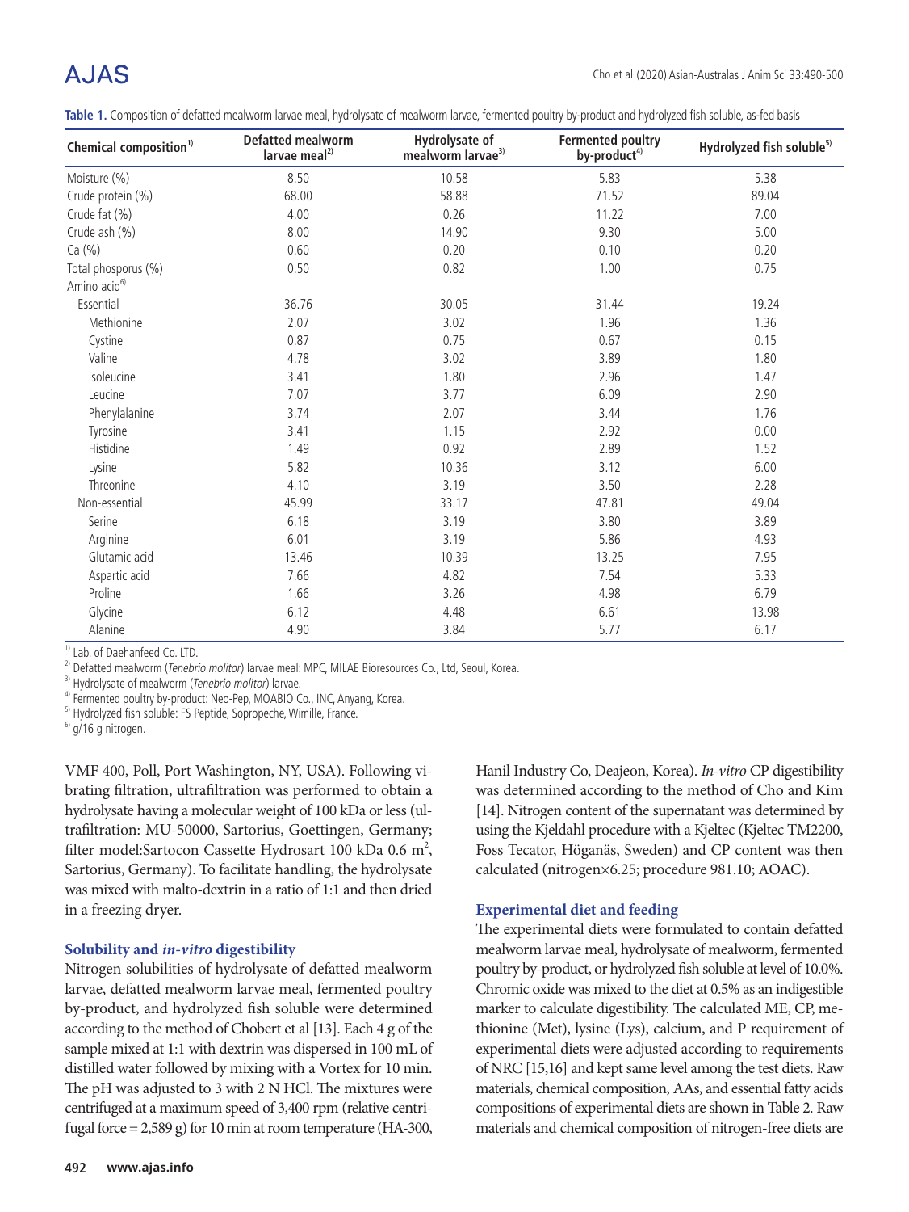**Table 1.** Composition of defatted mealworm larvae meal, hydrolysate of mealworm larvae, fermented poultry by-product and hydrolyzed fish soluble, as-fed basis

| Chemical composition[1)] | Defatted mealworm larvae meal[2)] | Hydrolysate of mealworm larvae[3)] | Fermented poultry by-product[4)] | Hydrolyzed fish soluble[5)] |
|---|---|---|---|---|
| Moisture (%) | 8.50 | 10.58 | 5.83 | 5.38 |
| Crude protein (%) | 68.00 | 58.88 | 71.52 | 89.04 |
| Crude fat (%) | 4.00 | 0.26 | 11.22 | 7.00 |
| Crude ash (%) | 8.00 | 14.90 | 9.30 | 5.00 |
| Ca (%) | 0.60 | 0.20 | 0.10 | 0.20 |
| Total phosporus (%) | 0.50 | 0.82 | 1.00 | 0.75 |
| Amino acid[6)] | | | | |
| Essential | 36.76 | 30.05 | 31.44 | 19.24 |
| Methionine | 2.07 | 3.02 | 1.96 | 1.36 |
| Cystine | 0.87 | 0.75 | 0.67 | 0.15 |
| Valine | 4.78 | 3.02 | 3.89 | 1.80 |
| Isoleucine | 3.41 | 1.80 | 2.96 | 1.47 |
| Leucine | 7.07 | 3.77 | 6.09 | 2.90 |
| Phenylalanine | 3.74 | 2.07 | 3.44 | 1.76 |
| Tyrosine | 3.41 | 1.15 | 2.92 | 0.00 |
| Histidine | 1.49 | 0.92 | 2.89 | 1.52 |
| Lysine | 5.82 | 10.36 | 3.12 | 6.00 |
| Threonine | 4.10 | 3.19 | 3.50 | 2.28 |
| Non-essential | 45.99 | 33.17 | 47.81 | 49.04 |
| Serine | 6.18 | 3.19 | 3.80 | 3.89 |
| Arginine | 6.01 | 3.19 | 5.86 | 4.93 |
| Glutamic acid | 13.46 | 10.39 | 13.25 | 7.95 |
| Aspartic acid | 7.66 | 4.82 | 7.54 | 5.33 |
| Proline | 1.66 | 3.26 | 4.98 | 6.79 |
| Glycine | 6.12 | 4.48 | 6.61 | 13.98 |
| Alanine | 4.90 | 3.84 | 5.77 | 6.17 |

1) Lab. of Daehanfeed Co. LTD.
2) Defatted mealworm (*Tenebrio molitor*) larvae meal: MPC, MILAE Bioresources Co., Ltd, Seoul, Korea.
3) Hydrolysate of mealworm (*Tenebrio molitor*) larvae.
4) Fermented poultry by-product: Neo-Pep, MOABIO Co., INC, Anyang, Korea.
5) Hydrolyzed fish soluble: FS Peptide, Sopropeche, Wimille, France.
6) g/16 g nitrogen.

VMF 400, Poll, Port Washington, NY, USA). Following vibrating filtration, ultrafiltration was performed to obtain a hydrolysate having a molecular weight of 100 kDa or less (ultrafiltration: MU-50000, Sartorius, Goettingen, Germany; filter model:Sartocon Cassette Hydrosart 100 kDa 0.6 $m^2$, Sartorius, Germany). To facilitate handling, the hydrolysate was mixed with malto-dextrin in a ratio of 1:1 and then dried in a freezing dryer.

### Solubility and *in-vitro* digestibility

Nitrogen solubilities of hydrolysate of defatted mealworm larvae, defatted mealworm larvae meal, fermented poultry by-product, and hydrolyzed fish soluble were determined according to the method of Chobert et al [13]. Each 4 g of the sample mixed at 1:1 with dextrin was dispersed in 100 mL of distilled water followed by mixing with a Vortex for 10 min. The pH was adjusted to 3 with 2 N HCl. The mixtures were centrifuged at a maximum speed of 3,400 rpm (relative centrifugal force = 2,589 g) for 10 min at room temperature (HA-300, Hanil Industry Co, Deajeon, Korea). *In-vitro* CP digestibility was determined according to the method of Cho and Kim [14]. Nitrogen content of the supernatant was determined by using the Kjeldahl procedure with a Kjeltec (Kjeltec TM2200, Foss Tecator, Höganäs, Sweden) and CP content was then calculated (nitrogen×6.25; procedure 981.10; AOAC).

### Experimental diet and feeding

The experimental diets were formulated to contain defatted mealworm larvae meal, hydrolysate of mealworm, fermented poultry by-product, or hydrolyzed fish soluble at level of 10.0%. Chromic oxide was mixed to the diet at 0.5% as an indigestible marker to calculate digestibility. The calculated ME, CP, methionine (Met), lysine (Lys), calcium, and P requirement of experimental diets were adjusted according to requirements of NRC [15,16] and kept same level among the test diets. Raw materials, chemical composition, AAs, and essential fatty acids compositions of experimental diets are shown in Table 2. Raw materials and chemical composition of nitrogen-free diets are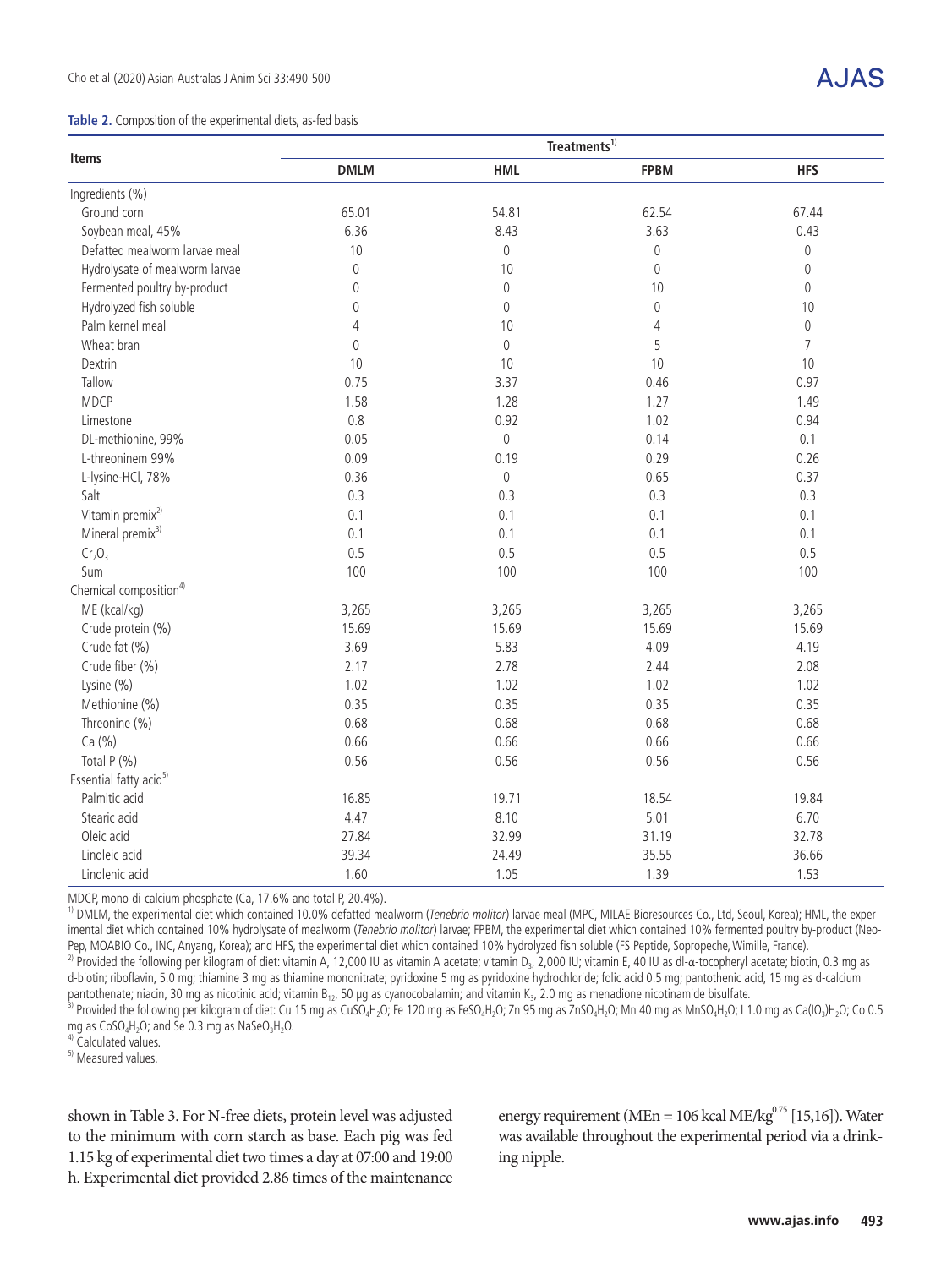**Table 2.** Composition of the experimental diets, as-fed basis

| Items | Treatments[1] | | | |
|---|---|---|---|---|
| | DMLM | HML | FPBM | HFS |
| Ingredients (%) | | | | |
| Ground corn | 65.01 | 54.81 | 62.54 | 67.44 |
| Soybean meal, 45% | 6.36 | 8.43 | 3.63 | 0.43 |
| Defatted mealworm larvae meal | 10 | 0 | 0 | 0 |
| Hydrolysate of mealworm larvae | 0 | 10 | 0 | 0 |
| Fermented poultry by-product | 0 | 0 | 10 | 0 |
| Hydrolyzed fish soluble | 0 | 0 | 0 | 10 |
| Palm kernel meal | 4 | 10 | 4 | 0 |
| Wheat bran | 0 | 0 | 5 | 7 |
| Dextrin | 10 | 10 | 10 | 10 |
| Tallow | 0.75 | 3.37 | 0.46 | 0.97 |
| MDCP | 1.58 | 1.28 | 1.27 | 1.49 |
| Limestone | 0.8 | 0.92 | 1.02 | 0.94 |
| DL-methionine, 99% | 0.05 | 0 | 0.14 | 0.1 |
| L-threoninem 99% | 0.09 | 0.19 | 0.29 | 0.26 |
| L-lysine-HCl, 78% | 0.36 | 0 | 0.65 | 0.37 |
| Salt | 0.3 | 0.3 | 0.3 | 0.3 |
| Vitamin premix[2] | 0.1 | 0.1 | 0.1 | 0.1 |
| Mineral premix[3] | 0.1 | 0.1 | 0.1 | 0.1 |
| $Cr_2O_3$ | 0.5 | 0.5 | 0.5 | 0.5 |
| Sum | 100 | 100 | 100 | 100 |
| Chemical composition[4] | | | | |
| ME (kcal/kg) | 3,265 | 3,265 | 3,265 | 3,265 |
| Crude protein (%) | 15.69 | 15.69 | 15.69 | 15.69 |
| Crude fat (%) | 3.69 | 5.83 | 4.09 | 4.19 |
| Crude fiber (%) | 2.17 | 2.78 | 2.44 | 2.08 |
| Lysine (%) | 1.02 | 1.02 | 1.02 | 1.02 |
| Methionine (%) | 0.35 | 0.35 | 0.35 | 0.35 |
| Threonine (%) | 0.68 | 0.68 | 0.68 | 0.68 |
| Ca (%) | 0.66 | 0.66 | 0.66 | 0.66 |
| Total P (%) | 0.56 | 0.56 | 0.56 | 0.56 |
| Essential fatty acid[5] | | | | |
| Palmitic acid | 16.85 | 19.71 | 18.54 | 19.84 |
| Stearic acid | 4.47 | 8.10 | 5.01 | 6.70 |
| Oleic acid | 27.84 | 32.99 | 31.19 | 32.78 |
| Linoleic acid | 39.34 | 24.49 | 35.55 | 36.66 |
| Linolenic acid | 1.60 | 1.05 | 1.39 | 1.53 |

MDCP, mono-di-calcium phosphate (Ca, 17.6% and total P, 20.4%).

[1] DMLM, the experimental diet which contained 10.0% defatted mealworm (*Tenebrio molitor*) larvae meal (MPC, MILAE Bioresources Co., Ltd, Seoul, Korea); HML, the experimental diet which contained 10% hydrolysate of mealworm (*Tenebrio molitor*) larvae; FPBM, the experimental diet which contained 10% fermented poultry by-product (Neo-Pep, MOABIO Co., INC, Anyang, Korea); and HFS, the experimental diet which contained 10% hydrolyzed fish soluble (FS Peptide, Sopropeche, Wimille, France).

[2] Provided the following per kilogram of diet: vitamin A, 12,000 IU as vitamin A acetate; vitamin $D_3$, 2,000 IU; vitamin E, 40 IU as dl-α-tocopheryl acetate; biotin, 0.3 mg as d-biotin; riboflavin, 5.0 mg; thiamine 3 mg as thiamine mononitrate; pyridoxine 5 mg as pyridoxine hydrochloride; folic acid 0.5 mg; pantothenic acid, 15 mg as d-calcium pantothenate; niacin, 30 mg as nicotinic acid; vitamin $B_{12}$, 50 μg as cyanocobalamin; and vitamin $K_3$, 2.0 mg as menadione nicotinamide bisulfate.

[3] Provided the following per kilogram of diet: Cu 15 mg as $CuSO_4H_2O$; Fe 120 mg as $FeSO_4H_2O$; Zn 95 mg as $ZnSO_4H_2O$; Mn 40 mg as $MnSO_4H_2O$; I 1.0 mg as $Ca(IO_3)H_2O$; Co 0.5 mg as $CoSO_4H_2O$; and Se 0.3 mg as $NaSeO_3H_2O$.

[4] Calculated values.

[5] Measured values.

shown in Table 3. For N-free diets, protein level was adjusted to the minimum with corn starch as base. Each pig was fed 1.15 kg of experimental diet two times a day at 07:00 and 19:00 h. Experimental diet provided 2.86 times of the maintenance energy requirement (MEn = 106 kcal ME/kg$^{0.75}$ [15,16]). Water was available throughout the experimental period via a drinking nipple.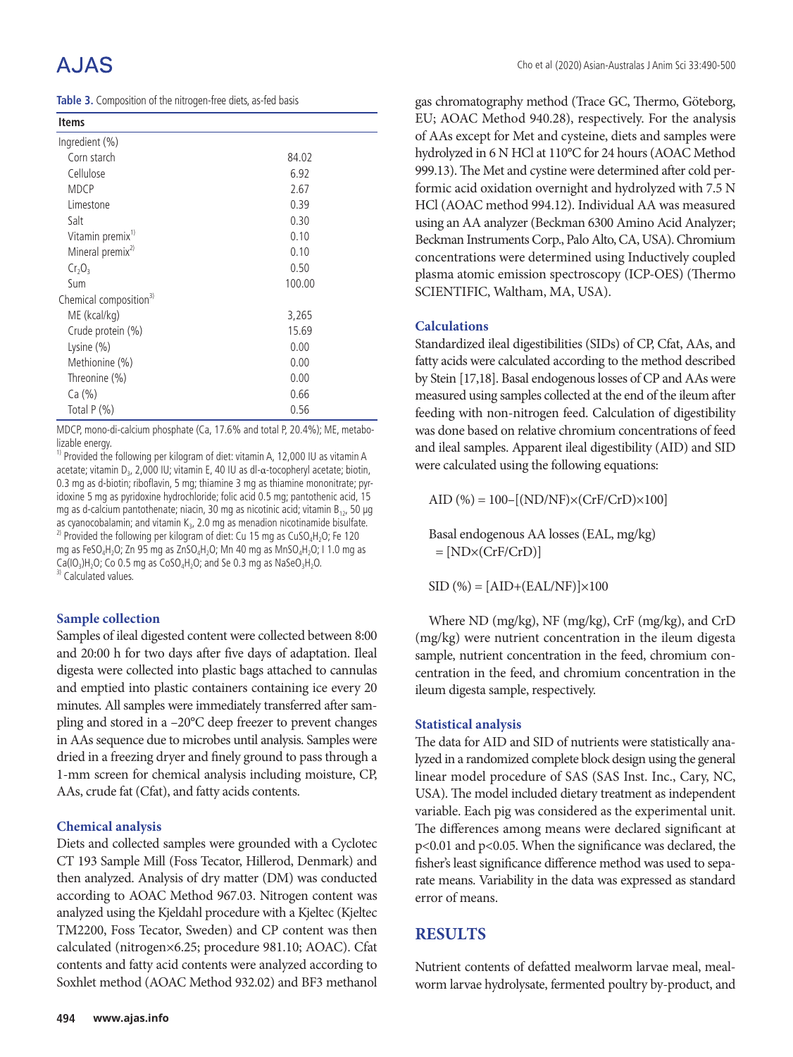**Table 3.** Composition of the nitrogen-free diets, as-fed basis

| Items | |
|---|---|
| Ingredient (%) | |
| Corn starch | 84.02 |
| Cellulose | 6.92 |
| MDCP | 2.67 |
| Limestone | 0.39 |
| Salt | 0.30 |
| Vitamin premix[1)] | 0.10 |
| Mineral premix[2)] | 0.10 |
| $Cr_2O_3$ | 0.50 |
| Sum | 100.00 |
| Chemical composition[3)] | |
| ME (kcal/kg) | 3,265 |
| Crude protein (%) | 15.69 |
| Lysine (%) | 0.00 |
| Methionine (%) | 0.00 |
| Threonine (%) | 0.00 |
| Ca (%) | 0.66 |
| Total P (%) | 0.56 |

MDCP, mono-di-calcium phosphate (Ca, 17.6% and total P, 20.4%); ME, metabolizable energy.
[1)] Provided the following per kilogram of diet: vitamin A, 12,000 IU as vitamin A acetate; vitamin $D_3$, 2,000 IU; vitamin E, 40 IU as dl-α-tocopheryl acetate; biotin, 0.3 mg as d-biotin; riboflavin, 5 mg; thiamine 3 mg as thiamine mononitrate; pyridoxine 5 mg as pyridoxine hydrochloride; folic acid 0.5 mg; pantothenic acid, 15 mg as d-calcium pantothenate; niacin, 30 mg as nicotinic acid; vitamin $B_{12}$, 50 μg as cyanocobalamin; and vitamin $K_3$, 2.0 mg as menadion nicotinamide bisulfate.
[2)] Provided the following per kilogram of diet: Cu 15 mg as $CuSO_4H_2O$; Fe 120 mg as $FeSO_4H_2O$; Zn 95 mg as $ZnSO_4H_2O$; Mn 40 mg as $MnSO_4H_2O$; I 1.0 mg as $Ca(IO_3)H_2O$; Co 0.5 mg as $CoSO_4H_2O$; and Se 0.3 mg as $NaSeO_3H_2O$.
[3)] Calculated values.

### Sample collection

Samples of ileal digested content were collected between 8:00 and 20:00 h for two days after five days of adaptation. Ileal digesta were collected into plastic bags attached to cannulas and emptied into plastic containers containing ice every 20 minutes. All samples were immediately transferred after sampling and stored in a –20°C deep freezer to prevent changes in AAs sequence due to microbes until analysis. Samples were dried in a freezing dryer and finely ground to pass through a 1-mm screen for chemical analysis including moisture, CP, AAs, crude fat (Cfat), and fatty acids contents.

### Chemical analysis

Diets and collected samples were grounded with a Cyclotec CT 193 Sample Mill (Foss Tecator, Hillerod, Denmark) and then analyzed. Analysis of dry matter (DM) was conducted according to AOAC Method 967.03. Nitrogen content was analyzed using the Kjeldahl procedure with a Kjeltec (Kjeltec TM2200, Foss Tecator, Sweden) and CP content was then calculated (nitrogen×6.25; procedure 981.10; AOAC). Cfat contents and fatty acid contents were analyzed according to Soxhlet method (AOAC Method 932.02) and BF3 methanol gas chromatography method (Trace GC, Thermo, Göteborg, EU; AOAC Method 940.28), respectively. For the analysis of AAs except for Met and cysteine, diets and samples were hydrolyzed in 6 N HCl at 110°C for 24 hours (AOAC Method 999.13). The Met and cystine were determined after cold performic acid oxidation overnight and hydrolyzed with 7.5 N HCl (AOAC method 994.12). Individual AA was measured using an AA analyzer (Beckman 6300 Amino Acid Analyzer; Beckman Instruments Corp., Palo Alto, CA, USA). Chromium concentrations were determined using Inductively coupled plasma atomic emission spectroscopy (ICP-OES) (Thermo SCIENTIFIC, Waltham, MA, USA).

### Calculations

Standardized ileal digestibilities (SIDs) of CP, Cfat, AAs, and fatty acids were calculated according to the method described by Stein [17,18]. Basal endogenous losses of CP and AAs were measured using samples collected at the end of the ileum after feeding with non-nitrogen feed. Calculation of digestibility was done based on relative chromium concentrations of feed and ileal samples. Apparent ileal digestibility (AID) and SID were calculated using the following equations:

$$\text{AID (\%)} = 100 - [(\text{ND}/\text{NF}) \times (\text{CrF}/\text{CrD}) \times 100]$$

$$\text{Basal endogenous AA losses (EAL, mg/kg)} = [\text{ND} \times (\text{CrF}/\text{CrD})]$$

$$\text{SID (\%)} = [\text{AID} + (\text{EAL}/\text{NF})] \times 100$$

Where ND (mg/kg), NF (mg/kg), CrF (mg/kg), and CrD (mg/kg) were nutrient concentration in the ileum digesta sample, nutrient concentration in the feed, chromium concentration in the feed, and chromium concentration in the ileum digesta sample, respectively.

### Statistical analysis

The data for AID and SID of nutrients were statistically analyzed in a randomized complete block design using the general linear model procedure of SAS (SAS Inst. Inc., Cary, NC, USA). The model included dietary treatment as independent variable. Each pig was considered as the experimental unit. The differences among means were declared significant at $p<0.01$ and $p<0.05$. When the significance was declared, the fisher's least significance difference method was used to separate means. Variability in the data was expressed as standard error of means.

## RESULTS

Nutrient contents of defatted mealworm larvae meal, mealworm larvae hydrolysate, fermented poultry by-product, and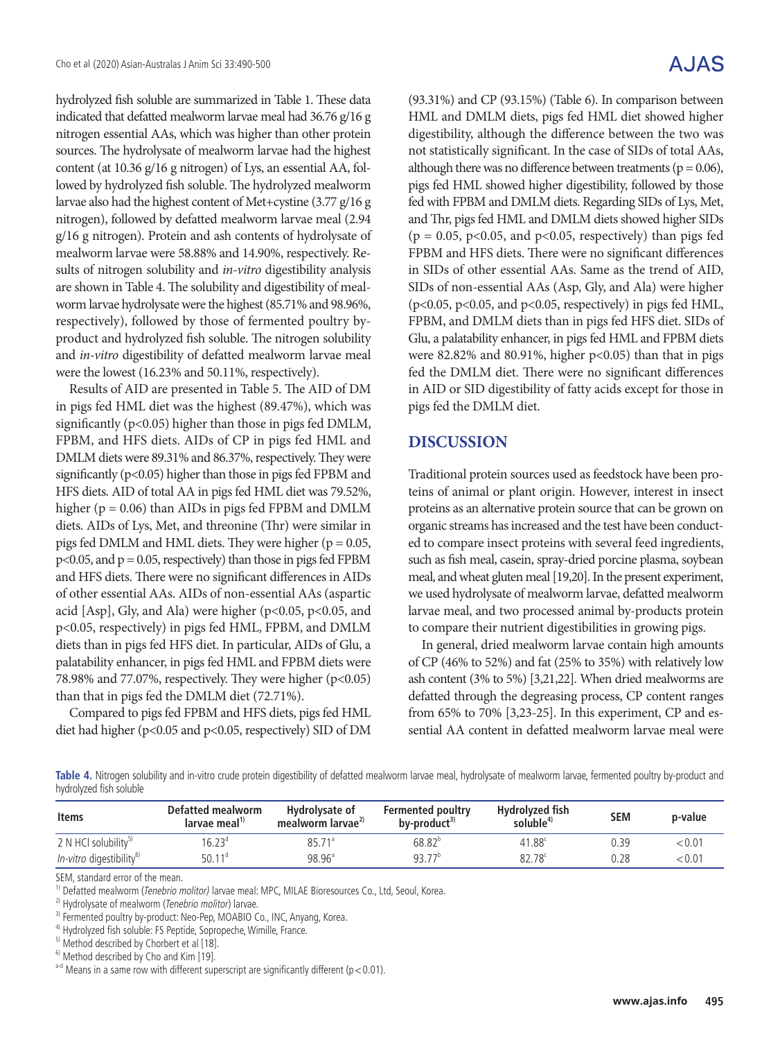hydrolyzed fish soluble are summarized in Table 1. These data indicated that defatted mealworm larvae meal had 36.76 g/16 g nitrogen essential AAs, which was higher than other protein sources. The hydrolysate of mealworm larvae had the highest content (at 10.36 g/16 g nitrogen) of Lys, an essential AA, followed by hydrolyzed fish soluble. The hydrolyzed mealworm larvae also had the highest content of Met+cystine (3.77 g/16 g nitrogen), followed by defatted mealworm larvae meal (2.94 g/16 g nitrogen). Protein and ash contents of hydrolysate of mealworm larvae were 58.88% and 14.90%, respectively. Results of nitrogen solubility and *in-vitro* digestibility analysis are shown in Table 4. The solubility and digestibility of mealworm larvae hydrolysate were the highest (85.71% and 98.96%, respectively), followed by those of fermented poultry by-product and hydrolyzed fish soluble. The nitrogen solubility and *in-vitro* digestibility of defatted mealworm larvae meal were the lowest (16.23% and 50.11%, respectively).

Results of AID are presented in Table 5. The AID of DM in pigs fed HML diet was the highest (89.47%), which was significantly ($p<0.05$) higher than those in pigs fed DMLM, FPBM, and HFS diets. AIDs of CP in pigs fed HML and DMLM diets were 89.31% and 86.37%, respectively. They were significantly ($p<0.05$) higher than those in pigs fed FPBM and HFS diets. AID of total AA in pigs fed HML diet was 79.52%, higher ($p = 0.06$) than AIDs in pigs fed FPBM and DMLM diets. AIDs of Lys, Met, and threonine (Thr) were similar in pigs fed DMLM and HML diets. They were higher ($p = 0.05$, $p<0.05$, and $p = 0.05$, respectively) than those in pigs fed FPBM and HFS diets. There were no significant differences in AIDs of other essential AAs. AIDs of non-essential AAs (aspartic acid [Asp], Gly, and Ala) were higher ($p<0.05$, $p<0.05$, and $p<0.05$, respectively) in pigs fed HML, FPBM, and DMLM diets than in pigs fed HFS diet. In particular, AIDs of Glu, a palatability enhancer, in pigs fed HML and FPBM diets were 78.98% and 77.07%, respectively. They were higher ($p<0.05$) than that in pigs fed the DMLM diet (72.71%).

Compared to pigs fed FPBM and HFS diets, pigs fed HML diet had higher ($p<0.05$ and $p<0.05$, respectively) SID of DM (93.31%) and CP (93.15%) (Table 6). In comparison between HML and DMLM diets, pigs fed HML diet showed higher digestibility, although the difference between the two was not statistically significant. In the case of SIDs of total AAs, although there was no difference between treatments ($p = 0.06$), pigs fed HML showed higher digestibility, followed by those fed with FPBM and DMLM diets. Regarding SIDs of Lys, Met, and Thr, pigs fed HML and DMLM diets showed higher SIDs ($p = 0.05$, $p<0.05$, and $p<0.05$, respectively) than pigs fed FPBM and HFS diets. There were no significant differences in SIDs of other essential AAs. Same as the trend of AID, SIDs of non-essential AAs (Asp, Gly, and Ala) were higher ($p<0.05$, $p<0.05$, and $p<0.05$, respectively) in pigs fed HML, FPBM, and DMLM diets than in pigs fed HFS diet. SIDs of Glu, a palatability enhancer, in pigs fed HML and FPBM diets were 82.82% and 80.91%, higher $p<0.05$) than that in pigs fed the DMLM diet. There were no significant differences in AID or SID digestibility of fatty acids except for those in pigs fed the DMLM diet.

## DISCUSSION

Traditional protein sources used as feedstock have been proteins of animal or plant origin. However, interest in insect proteins as an alternative protein source that can be grown on organic streams has increased and the test have been conducted to compare insect proteins with several feed ingredients, such as fish meal, casein, spray-dried porcine plasma, soybean meal, and wheat gluten meal [19,20]. In the present experiment, we used hydrolysate of mealworm larvae, defatted mealworm larvae meal, and two processed animal by-products protein to compare their nutrient digestibilities in growing pigs.

In general, dried mealworm larvae contain high amounts of CP (46% to 52%) and fat (25% to 35%) with relatively low ash content (3% to 5%) [3,21,22]. When dried mealworms are defatted through the degreasing process, CP content ranges from 65% to 70% [3,23-25]. In this experiment, CP and essential AA content in defatted mealworm larvae meal were

**Table 4.** Nitrogen solubility and in-vitro crude protein digestibility of defatted mealworm larvae meal, hydrolysate of mealworm larvae, fermented poultry by-product and hydrolyzed fish soluble

| Items | Defatted mealworm larvae meal[1)] | Hydrolysate of mealworm larvae[2)] | Fermented poultry by-product[3)] | Hydrolyzed fish soluble[4)] | SEM | p-value |
|---|---|---|---|---|---|---|
| 2 N HCl solubility[5)] | 16.23[d] | 85.71[a] | 68.82[b] | 41.88[c] | 0.39 | <0.01 |
| *In-vitro* digestibility[6)] | 50.11[d] | 98.96[a] | 93.77[b] | 82.78[c] | 0.28 | <0.01 |

SEM, standard error of the mean.
[1)] Defatted mealworm (*Tenebrio molitor)* larvae meal: MPC, MILAE Bioresources Co., Ltd, Seoul, Korea.
[2)] Hydrolysate of mealworm (*Tenebrio molitor*) larvae.
[3)] Fermented poultry by-product: Neo-Pep, MOABIO Co., INC, Anyang, Korea.
[4)] Hydrolyzed fish soluble: FS Peptide, Sopropeche, Wimille, France.
[5)] Method described by Chorbert et al [18].
[6)] Method described by Cho and Kim [19].
[a-d] Means in a same row with different superscript are significantly different ($p<0.01$).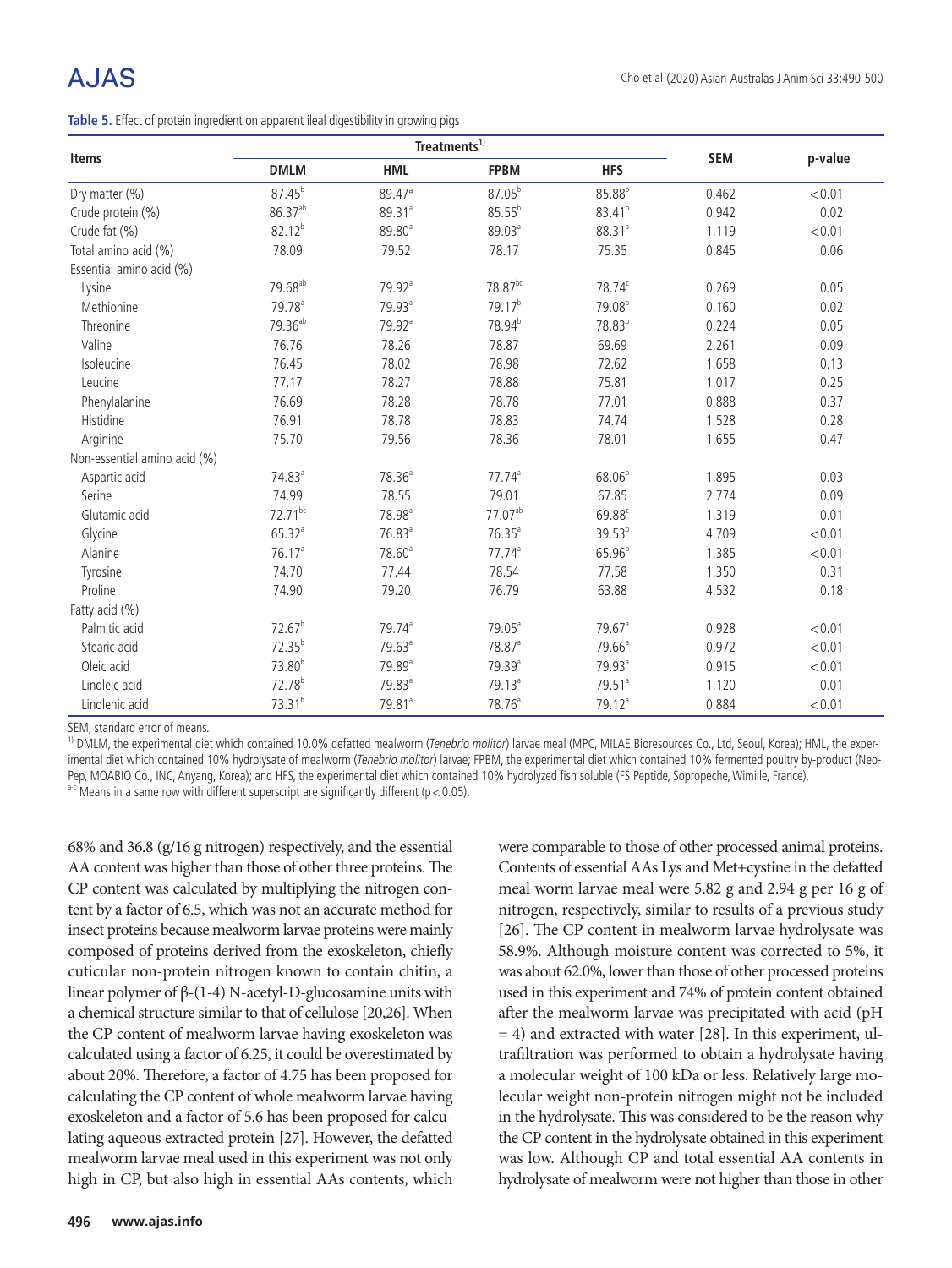**Table 5.** Effect of protein ingredient on apparent ileal digestibility in growing pigs

| Items | Treatments[1] | | | | SEM | p-value |
|---|---|---|---|---|---|---|
| | DMLM | HML | FPBM | HFS | | |
| Dry matter (%) | 87.45[b] | 89.47[a] | 87.05[b] | 85.88[b] | 0.462 | <0.01 |
| Crude protein (%) | 86.37[ab] | 89.31[a] | 85.55[b] | 83.41[b] | 0.942 | 0.02 |
| Crude fat (%) | 82.12[b] | 89.80[a] | 89.03[a] | 88.31[a] | 1.119 | <0.01 |
| Total amino acid (%) | 78.09 | 79.52 | 78.17 | 75.35 | 0.845 | 0.06 |
| Essential amino acid (%) | | | | | | |
| Lysine | 79.68[ab] | 79.92[a] | 78.87[bc] | 78.74[c] | 0.269 | 0.05 |
| Methionine | 79.78[a] | 79.93[a] | 79.17[b] | 79.08[b] | 0.160 | 0.02 |
| Threonine | 79.36[ab] | 79.92[a] | 78.94[b] | 78.83[b] | 0.224 | 0.05 |
| Valine | 76.76 | 78.26 | 78.87 | 69.69 | 2.261 | 0.09 |
| Isoleucine | 76.45 | 78.02 | 78.98 | 72.62 | 1.658 | 0.13 |
| Leucine | 77.17 | 78.27 | 78.88 | 75.81 | 1.017 | 0.25 |
| Phenylalanine | 76.69 | 78.28 | 78.78 | 77.01 | 0.888 | 0.37 |
| Histidine | 76.91 | 78.78 | 78.83 | 74.74 | 1.528 | 0.28 |
| Arginine | 75.70 | 79.56 | 78.36 | 78.01 | 1.655 | 0.47 |
| Non-essential amino acid (%) | | | | | | |
| Aspartic acid | 74.83[a] | 78.36[a] | 77.74[a] | 68.06[b] | 1.895 | 0.03 |
| Serine | 74.99 | 78.55 | 79.01 | 67.85 | 2.774 | 0.09 |
| Glutamic acid | 72.71[bc] | 78.98[a] | 77.07[ab] | 69.88[c] | 1.319 | 0.01 |
| Glycine | 65.32[a] | 76.83[a] | 76.35[a] | 39.53[b] | 4.709 | <0.01 |
| Alanine | 76.17[a] | 78.60[a] | 77.74[a] | 65.96[b] | 1.385 | <0.01 |
| Tyrosine | 74.70 | 77.44 | 78.54 | 77.58 | 1.350 | 0.31 |
| Proline | 74.90 | 79.20 | 76.79 | 63.88 | 4.532 | 0.18 |
| Fatty acid (%) | | | | | | |
| Palmitic acid | 72.67[b] | 79.74[a] | 79.05[a] | 79.67[a] | 0.928 | <0.01 |
| Stearic acid | 72.35[b] | 79.63[a] | 78.87[a] | 79.66[a] | 0.972 | <0.01 |
| Oleic acid | 73.80[b] | 79.89[a] | 79.39[a] | 79.93[a] | 0.915 | <0.01 |
| Linoleic acid | 72.78[b] | 79.83[a] | 79.13[a] | 79.51[a] | 1.120 | 0.01 |
| Linolenic acid | 73.31[b] | 79.81[a] | 78.76[a] | 79.12[a] | 0.884 | <0.01 |

SEM, standard error of means.

[1] DMLM, the experimental diet which contained 10.0% defatted mealworm (*Tenebrio molitor*) larvae meal (MPC, MILAE Bioresources Co., Ltd, Seoul, Korea); HML, the experimental diet which contained 10% hydrolysate of mealworm (*Tenebrio molitor*) larvae; FPBM, the experimental diet which contained 10% fermented poultry by-product (Neo-Pep, MOABIO Co., INC, Anyang, Korea); and HFS, the experimental diet which contained 10% hydrolyzed fish soluble (FS Peptide, Sopropeche, Wimille, France).

[a-c] Means in a same row with different superscript are significantly different ($p<0.05$).

68% and 36.8 (g/16 g nitrogen) respectively, and the essential AA content was higher than those of other three proteins. The CP content was calculated by multiplying the nitrogen content by a factor of 6.5, which was not an accurate method for insect proteins because mealworm larvae proteins were mainly composed of proteins derived from the exoskeleton, chiefly cuticular non-protein nitrogen known to contain chitin, a linear polymer of β-(1-4) N-acetyl-D-glucosamine units with a chemical structure similar to that of cellulose [20,26]. When the CP content of mealworm larvae having exoskeleton was calculated using a factor of 6.25, it could be overestimated by about 20%. Therefore, a factor of 4.75 has been proposed for calculating the CP content of whole mealworm larvae having exoskeleton and a factor of 5.6 has been proposed for calculating aqueous extracted protein [27]. However, the defatted mealworm larvae meal used in this experiment was not only high in CP, but also high in essential AAs contents, which were comparable to those of other processed animal proteins. Contents of essential AAs Lys and Met+cystine in the defatted meal worm larvae meal were 5.82 g and 2.94 g per 16 g of nitrogen, respectively, similar to results of a previous study [26]. The CP content in mealworm larvae hydrolysate was 58.9%. Although moisture content was corrected to 5%, it was about 62.0%, lower than those of other processed proteins used in this experiment and 74% of protein content obtained after the mealworm larvae was precipitated with acid (pH = 4) and extracted with water [28]. In this experiment, ultrafiltration was performed to obtain a hydrolysate having a molecular weight of 100 kDa or less. Relatively large molecular weight non-protein nitrogen might not be included in the hydrolysate. This was considered to be the reason why the CP content in the hydrolysate obtained in this experiment was low. Although CP and total essential AA contents in hydrolysate of mealworm were not higher than those in other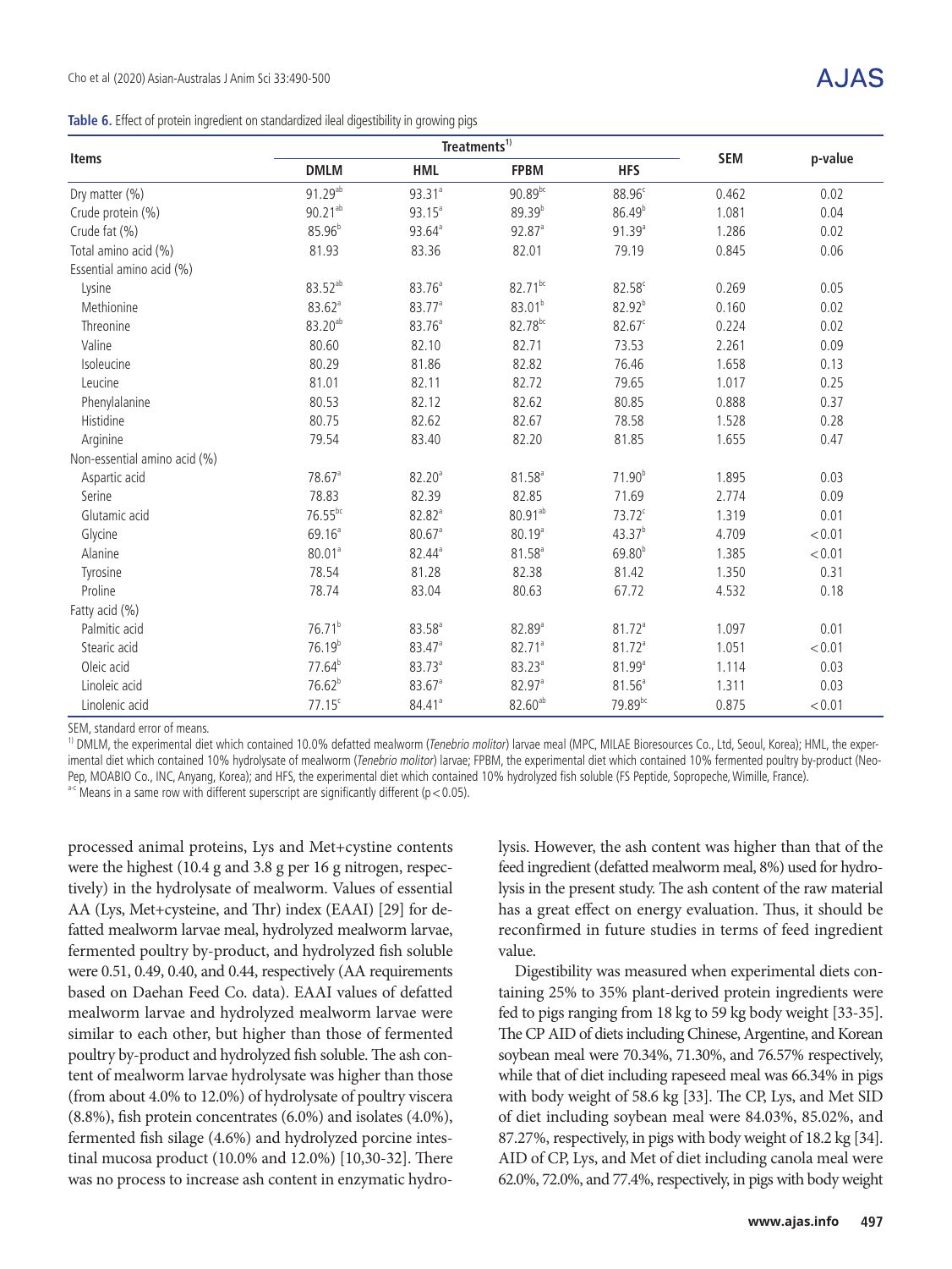**Table 6.** Effect of protein ingredient on standardized ileal digestibility in growing pigs

| Items | Treatments[1] | | | | SEM | p-value |
|---|---|---|---|---|---|---|
| | DMLM | HML | FPBM | HFS | | |
| Dry matter (%) | 91.29[ab] | 93.31[a] | 90.89[bc] | 88.96[c] | 0.462 | 0.02 |
| Crude protein (%) | 90.21[ab] | 93.15[a] | 89.39[b] | 86.49[b] | 1.081 | 0.04 |
| Crude fat (%) | 85.96[b] | 93.64[a] | 92.87[a] | 91.39[a] | 1.286 | 0.02 |
| Total amino acid (%) | 81.93 | 83.36 | 82.01 | 79.19 | 0.845 | 0.06 |
| Essential amino acid (%) | | | | | | |
| Lysine | 83.52[ab] | 83.76[a] | 82.71[bc] | 82.58[c] | 0.269 | 0.05 |
| Methionine | 83.62[a] | 83.77[a] | 83.01[b] | 82.92[b] | 0.160 | 0.02 |
| Threonine | 83.20[ab] | 83.76[a] | 82.78[bc] | 82.67[c] | 0.224 | 0.02 |
| Valine | 80.60 | 82.10 | 82.71 | 73.53 | 2.261 | 0.09 |
| Isoleucine | 80.29 | 81.86 | 82.82 | 76.46 | 1.658 | 0.13 |
| Leucine | 81.01 | 82.11 | 82.72 | 79.65 | 1.017 | 0.25 |
| Phenylalanine | 80.53 | 82.12 | 82.62 | 80.85 | 0.888 | 0.37 |
| Histidine | 80.75 | 82.62 | 82.67 | 78.58 | 1.528 | 0.28 |
| Arginine | 79.54 | 83.40 | 82.20 | 81.85 | 1.655 | 0.47 |
| Non-essential amino acid (%) | | | | | | |
| Aspartic acid | 78.67[a] | 82.20[a] | 81.58[a] | 71.90[b] | 1.895 | 0.03 |
| Serine | 78.83 | 82.39 | 82.85 | 71.69 | 2.774 | 0.09 |
| Glutamic acid | 76.55[bc] | 82.82[a] | 80.91[ab] | 73.72[c] | 1.319 | 0.01 |
| Glycine | 69.16[a] | 80.67[a] | 80.19[a] | 43.37[b] | 4.709 | < 0.01 |
| Alanine | 80.01[a] | 82.44[a] | 81.58[a] | 69.80[b] | 1.385 | < 0.01 |
| Tyrosine | 78.54 | 81.28 | 82.38 | 81.42 | 1.350 | 0.31 |
| Proline | 78.74 | 83.04 | 80.63 | 67.72 | 4.532 | 0.18 |
| Fatty acid (%) | | | | | | |
| Palmitic acid | 76.71[b] | 83.58[a] | 82.89[a] | 81.72[a] | 1.097 | 0.01 |
| Stearic acid | 76.19[b] | 83.47[a] | 82.71[a] | 81.72[a] | 1.051 | < 0.01 |
| Oleic acid | 77.64[b] | 83.73[a] | 83.23[a] | 81.99[a] | 1.114 | 0.03 |
| Linoleic acid | 76.62[b] | 83.67[a] | 82.97[a] | 81.56[a] | 1.311 | 0.03 |
| Linolenic acid | 77.15[c] | 84.41[a] | 82.60[ab] | 79.89[bc] | 0.875 | < 0.01 |

SEM, standard error of means.

[1] DMLM, the experimental diet which contained 10.0% defatted mealworm (*Tenebrio molitor*) larvae meal (MPC, MILAE Bioresources Co., Ltd, Seoul, Korea); HML, the experimental diet which contained 10% hydrolysate of mealworm (*Tenebrio molitor*) larvae; FPBM, the experimental diet which contained 10% fermented poultry by-product (Neo-Pep, MOABIO Co., INC, Anyang, Korea); and HFS, the experimental diet which contained 10% hydrolyzed fish soluble (FS Peptide, Sopropeche, Wimille, France).

[a-c] Means in a same row with different superscript are significantly different ($p < 0.05$).

processed animal proteins, Lys and Met+cystine contents were the highest (10.4 g and 3.8 g per 16 g nitrogen, respectively) in the hydrolysate of mealworm. Values of essential AA (Lys, Met+cysteine, and Thr) index (EAAI) [29] for defatted mealworm larvae, hydrolyzed mealworm larvae, fermented poultry by-product, and hydrolyzed fish soluble were 0.51, 0.49, 0.40, and 0.44, respectively (AA requirements based on Daehan Feed Co. data). EAAI values of defatted mealworm larvae and hydrolyzed mealworm larvae were similar to each other, but higher than those of fermented poultry by-product and hydrolyzed fish soluble. The ash content of mealworm larvae hydrolysate was higher than those (from about 4.0% to 12.0%) of hydrolysate of poultry viscera (8.8%), fish protein concentrates (6.0%) and isolates (4.0%), fermented fish silage (4.6%) and hydrolyzed porcine intestinal mucosa product (10.0% and 12.0%) [10,30-32]. There was no process to increase ash content in enzymatic hydrolysis. However, the ash content was higher than that of the feed ingredient (defatted mealworm meal, 8%) used for hydrolysis in the present study. The ash content of the raw material has a great effect on energy evaluation. Thus, it should be reconfirmed in future studies in terms of feed ingredient value.

Digestibility was measured when experimental diets containing 25% to 35% plant-derived protein ingredients were fed to pigs ranging from 18 kg to 59 kg body weight [33-35]. The CP AID of diets including Chinese, Argentine, and Korean soybean meal were 70.34%, 71.30%, and 76.57% respectively, while that of diet including rapeseed meal was 66.34% in pigs with body weight of 58.6 kg [33]. The CP, Lys, and Met SID of diet including soybean meal were 84.03%, 85.02%, and 87.27%, respectively, in pigs with body weight of 18.2 kg [34]. AID of CP, Lys, and Met of diet including canola meal were 62.0%, 72.0%, and 77.4%, respectively, in pigs with body weight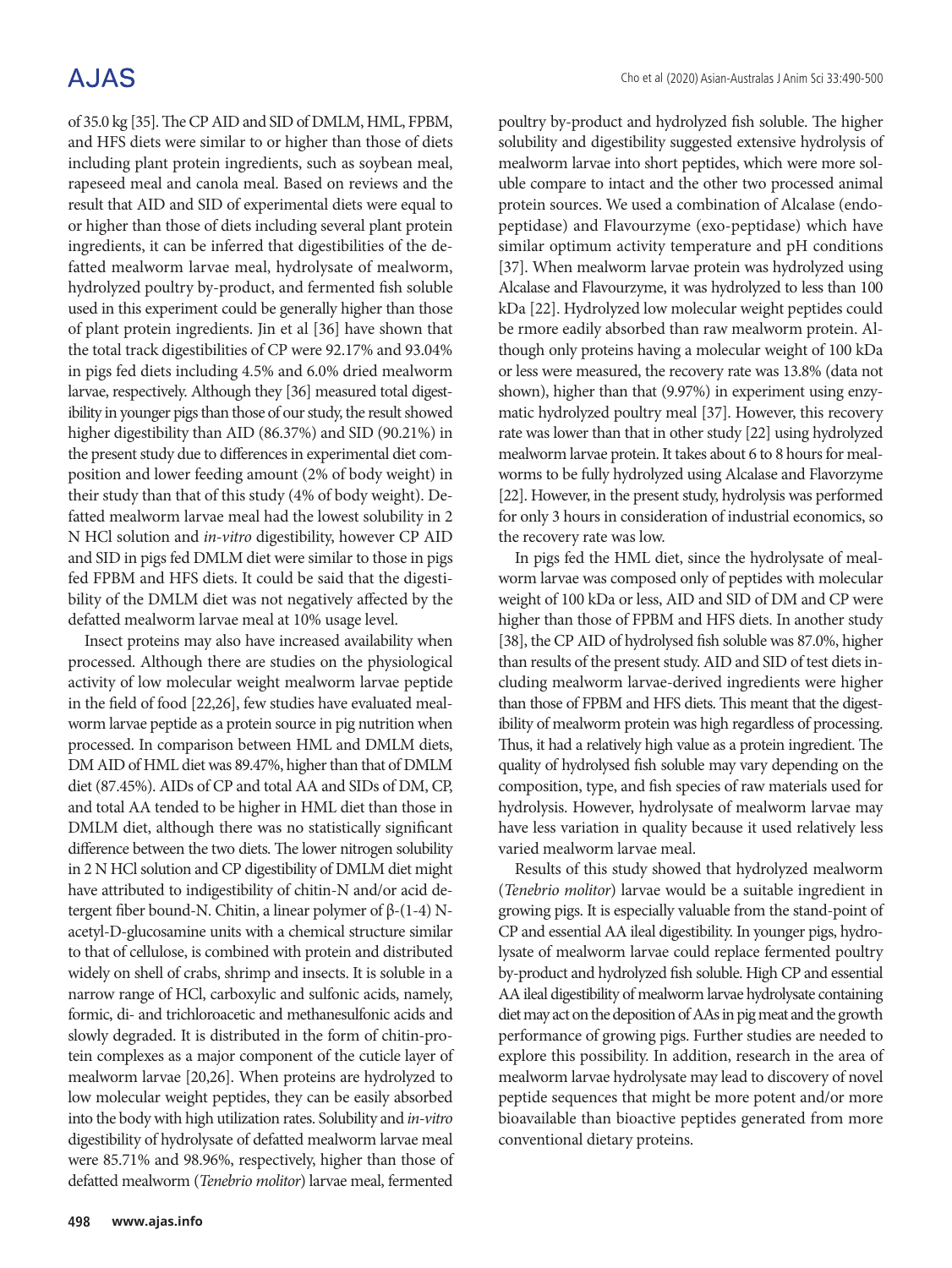of 35.0 kg [35]. The CP AID and SID of DMLM, HML, FPBM, and HFS diets were similar to or higher than those of diets including plant protein ingredients, such as soybean meal, rapeseed meal and canola meal. Based on reviews and the result that AID and SID of experimental diets were equal to or higher than those of diets including several plant protein ingredients, it can be inferred that digestibilities of the defatted mealworm larvae meal, hydrolysate of mealworm, hydrolyzed poultry by-product, and fermented fish soluble used in this experiment could be generally higher than those of plant protein ingredients. Jin et al [36] have shown that the total track digestibilities of CP were 92.17% and 93.04% in pigs fed diets including 4.5% and 6.0% dried mealworm larvae, respectively. Although they [36] measured total digestibility in younger pigs than those of our study, the result showed higher digestibility than AID (86.37%) and SID (90.21%) in the present study due to differences in experimental diet composition and lower feeding amount (2% of body weight) in their study than that of this study (4% of body weight). Defatted mealworm larvae meal had the lowest solubility in 2 N HCl solution and *in-vitro* digestibility, however CP AID and SID in pigs fed DMLM diet were similar to those in pigs fed FPBM and HFS diets. It could be said that the digestibility of the DMLM diet was not negatively affected by the defatted mealworm larvae meal at 10% usage level.

Insect proteins may also have increased availability when processed. Although there are studies on the physiological activity of low molecular weight mealworm larvae peptide in the field of food [22,26], few studies have evaluated mealworm larvae peptide as a protein source in pig nutrition when processed. In comparison between HML and DMLM diets, DM AID of HML diet was 89.47%, higher than that of DMLM diet (87.45%). AIDs of CP and total AA and SIDs of DM, CP, and total AA tended to be higher in HML diet than those in DMLM diet, although there was no statistically significant difference between the two diets. The lower nitrogen solubility in 2 N HCl solution and CP digestibility of DMLM diet might have attributed to indigestibility of chitin-N and/or acid detergent fiber bound-N. Chitin, a linear polymer of β-(1-4) N-acetyl-D-glucosamine units with a chemical structure similar to that of cellulose, is combined with protein and distributed widely on shell of crabs, shrimp and insects. It is soluble in a narrow range of HCl, carboxylic and sulfonic acids, namely, formic, di- and trichloroacetic and methanesulfonic acids and slowly degraded. It is distributed in the form of chitin-protein complexes as a major component of the cuticle layer of mealworm larvae [20,26]. When proteins are hydrolyzed to low molecular weight peptides, they can be easily absorbed into the body with high utilization rates. Solubility and *in-vitro* digestibility of hydrolysate of defatted mealworm larvae meal were 85.71% and 98.96%, respectively, higher than those of defatted mealworm (*Tenebrio molitor*) larvae meal, fermented poultry by-product and hydrolyzed fish soluble. The higher solubility and digestibility suggested extensive hydrolysis of mealworm larvae into short peptides, which were more soluble compare to intact and the other two processed animal protein sources. We used a combination of Alcalase (endo-peptidase) and Flavourzyme (exo-peptidase) which have similar optimum activity temperature and pH conditions [37]. When mealworm larvae protein was hydrolyzed using Alcalase and Flavourzyme, it was hydrolyzed to less than 100 kDa [22]. Hydrolyzed low molecular weight peptides could be rmore eadily absorbed than raw mealworm protein. Although only proteins having a molecular weight of 100 kDa or less were measured, the recovery rate was 13.8% (data not shown), higher than that (9.97%) in experiment using enzymatic hydrolyzed poultry meal [37]. However, this recovery rate was lower than that in other study [22] using hydrolyzed mealworm larvae protein. It takes about 6 to 8 hours for mealworms to be fully hydrolyzed using Alcalase and Flavorzyme [22]. However, in the present study, hydrolysis was performed for only 3 hours in consideration of industrial economics, so the recovery rate was low.

In pigs fed the HML diet, since the hydrolysate of mealworm larvae was composed only of peptides with molecular weight of 100 kDa or less, AID and SID of DM and CP were higher than those of FPBM and HFS diets. In another study [38], the CP AID of hydrolysed fish soluble was 87.0%, higher than results of the present study. AID and SID of test diets including mealworm larvae-derived ingredients were higher than those of FPBM and HFS diets. This meant that the digestibility of mealworm protein was high regardless of processing. Thus, it had a relatively high value as a protein ingredient. The quality of hydrolysed fish soluble may vary depending on the composition, type, and fish species of raw materials used for hydrolysis. However, hydrolysate of mealworm larvae may have less variation in quality because it used relatively less varied mealworm larvae meal.

Results of this study showed that hydrolyzed mealworm (*Tenebrio molitor*) larvae would be a suitable ingredient in growing pigs. It is especially valuable from the stand-point of CP and essential AA ileal digestibility. In younger pigs, hydrolysate of mealworm larvae could replace fermented poultry by-product and hydrolyzed fish soluble. High CP and essential AA ileal digestibility of mealworm larvae hydrolysate containing diet may act on the deposition of AAs in pig meat and the growth performance of growing pigs. Further studies are needed to explore this possibility. In addition, research in the area of mealworm larvae hydrolysate may lead to discovery of novel peptide sequences that might be more potent and/or more bioavailable than bioactive peptides generated from more conventional dietary proteins.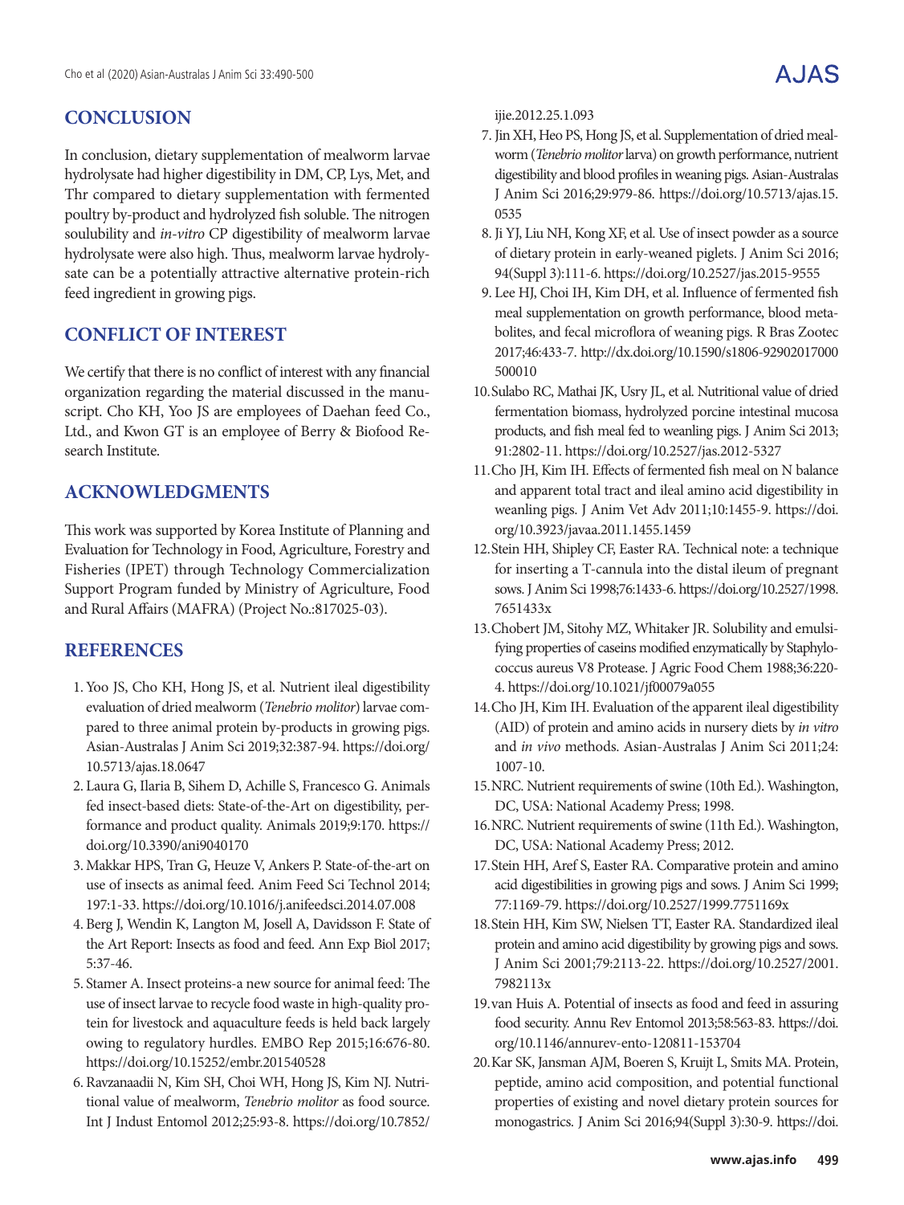## CONCLUSION

In conclusion, dietary supplementation of mealworm larvae hydrolysate had higher digestibility in DM, CP, Lys, Met, and Thr compared to dietary supplementation with fermented poultry by-product and hydrolyzed fish soluble. The nitrogen soulubility and *in-vitro* CP digestibility of mealworm larvae hydrolysate were also high. Thus, mealworm larvae hydrolysate can be a potentially attractive alternative protein-rich feed ingredient in growing pigs.

## CONFLICT OF INTEREST

We certify that there is no conflict of interest with any financial organization regarding the material discussed in the manuscript. Cho KH, Yoo JS are employees of Daehan feed Co., Ltd., and Kwon GT is an employee of Berry & Biofood Research Institute.

## ACKNOWLEDGMENTS

This work was supported by Korea Institute of Planning and Evaluation for Technology in Food, Agriculture, Forestry and Fisheries (IPET) through Technology Commercialization Support Program funded by Ministry of Agriculture, Food and Rural Affairs (MAFRA) (Project No.:817025-03).

## REFERENCES

1. Yoo JS, Cho KH, Hong JS, et al. Nutrient ileal digestibility evaluation of dried mealworm (*Tenebrio molitor*) larvae compared to three animal protein by-products in growing pigs. Asian-Australas J Anim Sci 2019;32:387-94. https://doi.org/10.5713/ajas.18.0647
2. Laura G, Ilaria B, Sihem D, Achille S, Francesco G. Animals fed insect-based diets: State-of-the-Art on digestibility, performance and product quality. Animals 2019;9:170. https://doi.org/10.3390/ani9040170
3. Makkar HPS, Tran G, Heuze V, Ankers P. State-of-the-art on use of insects as animal feed. Anim Feed Sci Technol 2014; 197:1-33. https://doi.org/10.1016/j.anifeedsci.2014.07.008
4. Berg J, Wendin K, Langton M, Josell A, Davidsson F. State of the Art Report: Insects as food and feed. Ann Exp Biol 2017; 5:37-46.
5. Stamer A. Insect proteins-a new source for animal feed: The use of insect larvae to recycle food waste in high-quality protein for livestock and aquaculture feeds is held back largely owing to regulatory hurdles. EMBO Rep 2015;16:676-80. https://doi.org/10.15252/embr.201540528
6. Ravzanaadii N, Kim SH, Choi WH, Hong JS, Kim NJ. Nutritional value of mealworm, *Tenebrio molitor* as food source. Int J Indust Entomol 2012;25:93-8. https://doi.org/10.7852/ijie.2012.25.1.093
7. Jin XH, Heo PS, Hong JS, et al. Supplementation of dried mealworm (*Tenebrio molitor* larva) on growth performance, nutrient digestibility and blood profiles in weaning pigs. Asian-Australas J Anim Sci 2016;29:979-86. https://doi.org/10.5713/ajas.15.0535
8. Ji YJ, Liu NH, Kong XF, et al. Use of insect powder as a source of dietary protein in early-weaned piglets. J Anim Sci 2016; 94(Suppl 3):111-6. https://doi.org/10.2527/jas.2015-9555
9. Lee HJ, Choi IH, Kim DH, et al. Influence of fermented fish meal supplementation on growth performance, blood metabolites, and fecal microflora of weaning pigs. R Bras Zootec 2017;46:433-7. http://dx.doi.org/10.1590/s1806-92902017000500010
10. Sulabo RC, Mathai JK, Usry JL, et al. Nutritional value of dried fermentation biomass, hydrolyzed porcine intestinal mucosa products, and fish meal fed to weanling pigs. J Anim Sci 2013; 91:2802-11. https://doi.org/10.2527/jas.2012-5327
11. Cho JH, Kim IH. Effects of fermented fish meal on N balance and apparent total tract and ileal amino acid digestibility in weanling pigs. J Anim Vet Adv 2011;10:1455-9. https://doi.org/10.3923/javaa.2011.1455.1459
12. Stein HH, Shipley CF, Easter RA. Technical note: a technique for inserting a T-cannula into the distal ileum of pregnant sows. J Anim Sci 1998;76:1433-6. https://doi.org/10.2527/1998.7651433x
13. Chobert JM, Sitohy MZ, Whitaker JR. Solubility and emulsifying properties of caseins modified enzymatically by Staphylococcus aureus V8 Protease. J Agric Food Chem 1988;36:220-4. https://doi.org/10.1021/jf00079a055
14. Cho JH, Kim IH. Evaluation of the apparent ileal digestibility (AID) of protein and amino acids in nursery diets by *in vitro* and *in vivo* methods. Asian-Australas J Anim Sci 2011;24: 1007-10.
15. NRC. Nutrient requirements of swine (10th Ed.). Washington, DC, USA: National Academy Press; 1998.
16. NRC. Nutrient requirements of swine (11th Ed.). Washington, DC, USA: National Academy Press; 2012.
17. Stein HH, Aref S, Easter RA. Comparative protein and amino acid digestibilities in growing pigs and sows. J Anim Sci 1999; 77:1169-79. https://doi.org/10.2527/1999.7751169x
18. Stein HH, Kim SW, Nielsen TT, Easter RA. Standardized ileal protein and amino acid digestibility by growing pigs and sows. J Anim Sci 2001;79:2113-22. https://doi.org/10.2527/2001.7982113x
19. van Huis A. Potential of insects as food and feed in assuring food security. Annu Rev Entomol 2013;58:563-83. https://doi.org/10.1146/annurev-ento-120811-153704
20. Kar SK, Jansman AJM, Boeren S, Kruijt L, Smits MA. Protein, peptide, amino acid composition, and potential functional properties of existing and novel dietary protein sources for monogastrics. J Anim Sci 2016;94(Suppl 3):30-9. https://doi.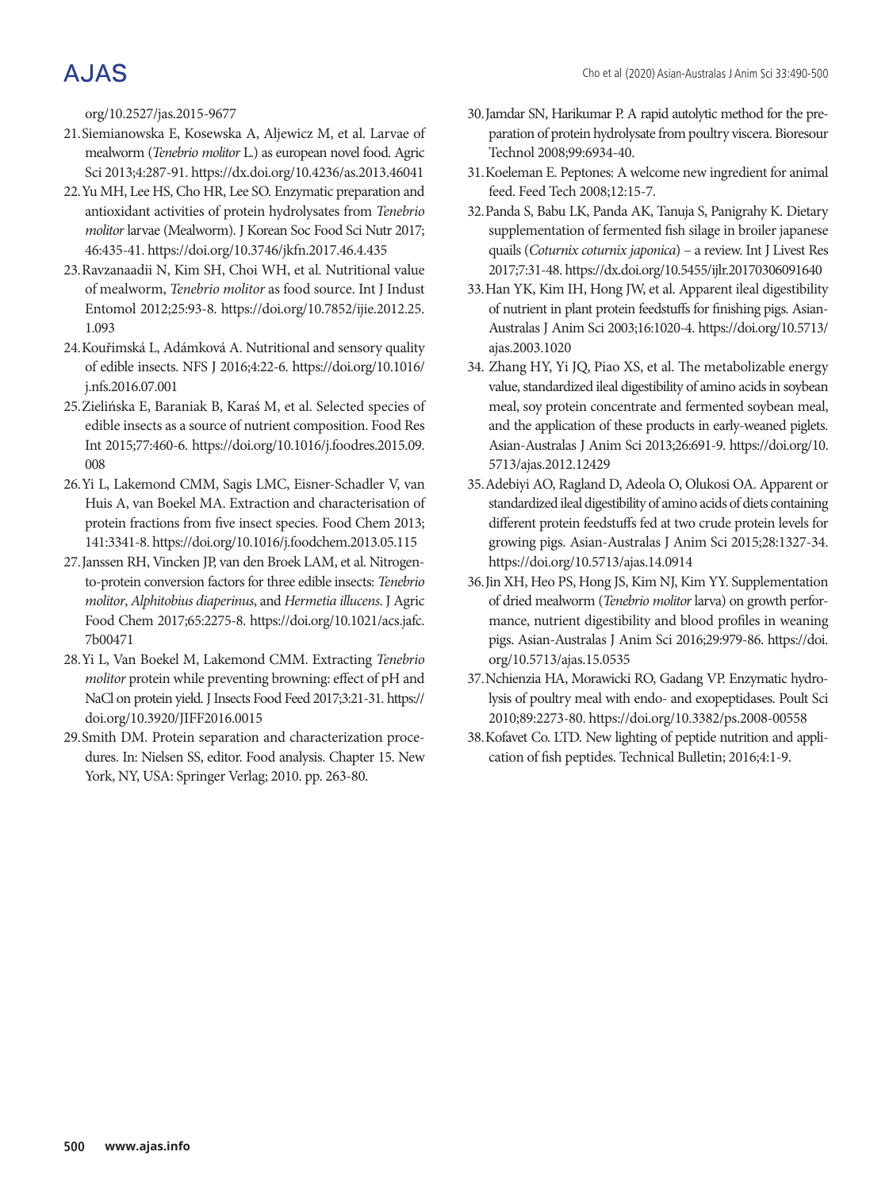org/10.2527/jas.2015-9677

21. Siemianowska E, Kosewska A, Aljewicz M, et al. Larvae of mealworm (*Tenebrio molitor* L.) as european novel food. Agric Sci 2013;4:287-91. https://dx.doi.org/10.4236/as.2013.46041
22. Yu MH, Lee HS, Cho HR, Lee SO. Enzymatic preparation and antioxidant activities of protein hydrolysates from *Tenebrio molitor* larvae (Mealworm). J Korean Soc Food Sci Nutr 2017; 46:435-41. https://doi.org/10.3746/jkfn.2017.46.4.435
23. Ravzanaadii N, Kim SH, Choi WH, et al. Nutritional value of mealworm, *Tenebrio molitor* as food source. Int J Indust Entomol 2012;25:93-8. https://doi.org/10.7852/ijie.2012.25.1.093
24. Kouřimská L, Adámková A. Nutritional and sensory quality of edible insects. NFS J 2016;4:22-6. https://doi.org/10.1016/j.nfs.2016.07.001
25. Zielińska E, Baraniak B, Karaś M, et al. Selected species of edible insects as a source of nutrient composition. Food Res Int 2015;77:460-6. https://doi.org/10.1016/j.foodres.2015.09.008
26. Yi L, Lakemond CMM, Sagis LMC, Eisner-Schadler V, van Huis A, van Boekel MA. Extraction and characterisation of protein fractions from five insect species. Food Chem 2013; 141:3341-8. https://doi.org/10.1016/j.foodchem.2013.05.115
27. Janssen RH, Vincken JP, van den Broek LAM, et al. Nitrogen-to-protein conversion factors for three edible insects: *Tenebrio molitor*, *Alphitobius diaperinus*, and *Hermetia illucens*. J Agric Food Chem 2017;65:2275-8. https://doi.org/10.1021/acs.jafc.7b00471
28. Yi L, Van Boekel M, Lakemond CMM. Extracting *Tenebrio molitor* protein while preventing browning: effect of pH and NaCl on protein yield. J Insects Food Feed 2017;3:21-31. https://doi.org/10.3920/JIFF2016.0015
29. Smith DM. Protein separation and characterization procedures. In: Nielsen SS, editor. Food analysis. Chapter 15. New York, NY, USA: Springer Verlag; 2010. pp. 263-80.
30. Jamdar SN, Harikumar P. A rapid autolytic method for the preparation of protein hydrolysate from poultry viscera. Bioresour Technol 2008;99:6934-40.
31. Koeleman E. Peptones: A welcome new ingredient for animal feed. Feed Tech 2008;12:15-7.
32. Panda S, Babu LK, Panda AK, Tanuja S, Panigrahy K. Dietary supplementation of fermented fish silage in broiler japanese quails (*Coturnix coturnix japonica*) – a review. Int J Livest Res 2017;7:31-48. https://dx.doi.org/10.5455/ijlr.20170306091640
33. Han YK, Kim IH, Hong JW, et al. Apparent ileal digestibility of nutrient in plant protein feedstuffs for finishing pigs. Asian-Australas J Anim Sci 2003;16:1020-4. https://doi.org/10.5713/ajas.2003.1020
34. Zhang HY, Yi JQ, Piao XS, et al. The metabolizable energy value, standardized ileal digestibility of amino acids in soybean meal, soy protein concentrate and fermented soybean meal, and the application of these products in early-weaned piglets. Asian-Australas J Anim Sci 2013;26:691-9. https://doi.org/10.5713/ajas.2012.12429
35. Adebiyi AO, Ragland D, Adeola O, Olukosi OA. Apparent or standardized ileal digestibility of amino acids of diets containing different protein feedstuffs fed at two crude protein levels for growing pigs. Asian-Australas J Anim Sci 2015;28:1327-34. https://doi.org/10.5713/ajas.14.0914
36. Jin XH, Heo PS, Hong JS, Kim NJ, Kim YY. Supplementation of dried mealworm (*Tenebrio molitor* larva) on growth performance, nutrient digestibility and blood profiles in weaning pigs. Asian-Australas J Anim Sci 2016;29:979-86. https://doi.org/10.5713/ajas.15.0535
37. Nchienzia HA, Morawicki RO, Gadang VP. Enzymatic hydrolysis of poultry meal with endo- and exopeptidases. Poult Sci 2010;89:2273-80. https://doi.org/10.3382/ps.2008-00558
38. Kofavet Co. LTD. New lighting of peptide nutrition and application of fish peptides. Technical Bulletin; 2016;4:1-9.